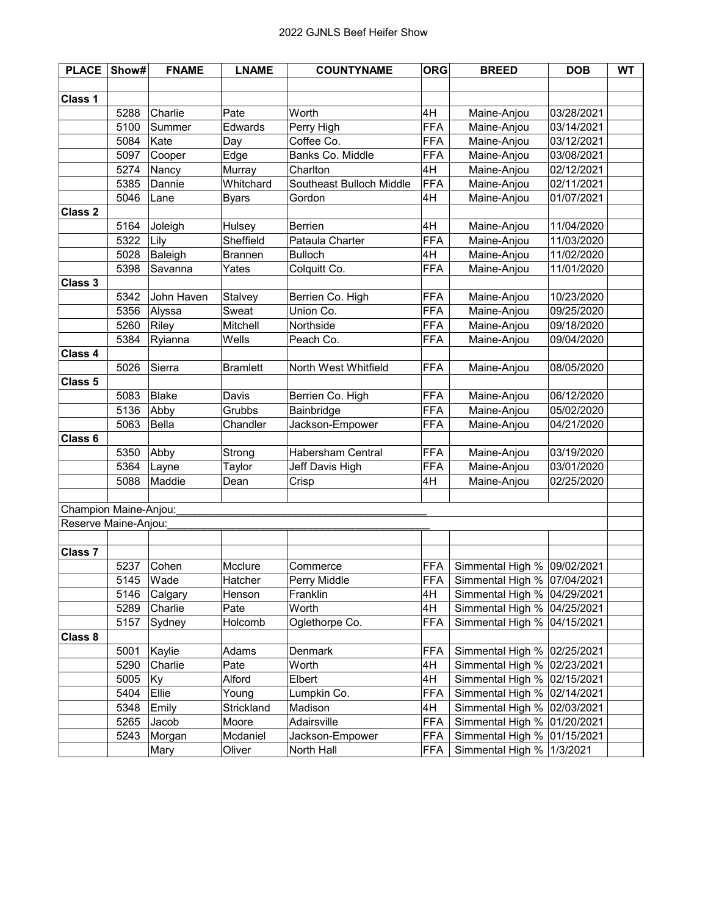2022 GJNLS Beef Heifer Show

| PLACE | Show# | FNAME | LNAME | COUNTYNAME | ORG | BREED | DOB | WT |
|---|---|---|---|---|---|---|---|---|
| | | | | | | | | |
| **Class 1** | | | | | | | | |
| | 5288 | Charlie | Pate | Worth | 4H | Maine-Anjou | 03/28/2021 | |
| | 5100 | Summer | Edwards | Perry High | FFA | Maine-Anjou | 03/14/2021 | |
| | 5084 | Kate | Day | Coffee Co. | FFA | Maine-Anjou | 03/12/2021 | |
| | 5097 | Cooper | Edge | Banks Co. Middle | FFA | Maine-Anjou | 03/08/2021 | |
| | 5274 | Nancy | Murray | Charlton | 4H | Maine-Anjou | 02/12/2021 | |
| | 5385 | Dannie | Whitchard | Southeast Bulloch Middle | FFA | Maine-Anjou | 02/11/2021 | |
| | 5046 | Lane | Byars | Gordon | 4H | Maine-Anjou | 01/07/2021 | |
| **Class 2** | | | | | | | | |
| | 5164 | Joleigh | Hulsey | Berrien | 4H | Maine-Anjou | 11/04/2020 | |
| | 5322 | Lily | Sheffield | Pataula Charter | FFA | Maine-Anjou | 11/03/2020 | |
| | 5028 | Baleigh | Brannen | Bulloch | 4H | Maine-Anjou | 11/02/2020 | |
| | 5398 | Savanna | Yates | Colquitt Co. | FFA | Maine-Anjou | 11/01/2020 | |
| **Class 3** | | | | | | | | |
| | 5342 | John Haven | Stalvey | Berrien Co. High | FFA | Maine-Anjou | 10/23/2020 | |
| | 5356 | Alyssa | Sweat | Union Co. | FFA | Maine-Anjou | 09/25/2020 | |
| | 5260 | Riley | Mitchell | Northside | FFA | Maine-Anjou | 09/18/2020 | |
| | 5384 | Ryianna | Wells | Peach Co. | FFA | Maine-Anjou | 09/04/2020 | |
| **Class 4** | | | | | | | | |
| | 5026 | Sierra | Bramlett | North West Whitfield | FFA | Maine-Anjou | 08/05/2020 | |
| **Class 5** | | | | | | | | |
| | 5083 | Blake | Davis | Berrien Co. High | FFA | Maine-Anjou | 06/12/2020 | |
| | 5136 | Abby | Grubbs | Bainbridge | FFA | Maine-Anjou | 05/02/2020 | |
| | 5063 | Bella | Chandler | Jackson-Empower | FFA | Maine-Anjou | 04/21/2020 | |
| **Class 6** | | | | | | | | |
| | 5350 | Abby | Strong | Habersham Central | FFA | Maine-Anjou | 03/19/2020 | |
| | 5364 | Layne | Taylor | Jeff Davis High | FFA | Maine-Anjou | 03/01/2020 | |
| | 5088 | Maddie | Dean | Crisp | 4H | Maine-Anjou | 02/25/2020 | |
| | | | | | | | | |
| Champion Maine-Anjou:___________________________________________ | | | | | | | | |
| Reserve Maine-Anjou:____________________________________________ | | | | | | | | |
| | | | | | | | | |
| **Class 7** | | | | | | | | |
| | 5237 | Cohen | Mcclure | Commerce | FFA | Simmental High % | 09/02/2021 | |
| | 5145 | Wade | Hatcher | Perry Middle | FFA | Simmental High % | 07/04/2021 | |
| | 5146 | Calgary | Henson | Franklin | 4H | Simmental High % | 04/29/2021 | |
| | 5289 | Charlie | Pate | Worth | 4H | Simmental High % | 04/25/2021 | |
| | 5157 | Sydney | Holcomb | Oglethorpe Co. | FFA | Simmental High % | 04/15/2021 | |
| **Class 8** | | | | | | | | |
| | 5001 | Kaylie | Adams | Denmark | FFA | Simmental High % | 02/25/2021 | |
| | 5290 | Charlie | Pate | Worth | 4H | Simmental High % | 02/23/2021 | |
| | 5005 | Ky | Alford | Elbert | 4H | Simmental High % | 02/15/2021 | |
| | 5404 | Ellie | Young | Lumpkin Co. | FFA | Simmental High % | 02/14/2021 | |
| | 5348 | Emily | Strickland | Madison | 4H | Simmental High % | 02/03/2021 | |
| | 5265 | Jacob | Moore | Adairsville | FFA | Simmental High % | 01/20/2021 | |
| | 5243 | Morgan | Mcdaniel | Jackson-Empower | FFA | Simmental High % | 01/15/2021 | |
| | | Mary | Oliver | North Hall | FFA | Simmental High % | 1/3/2021 | |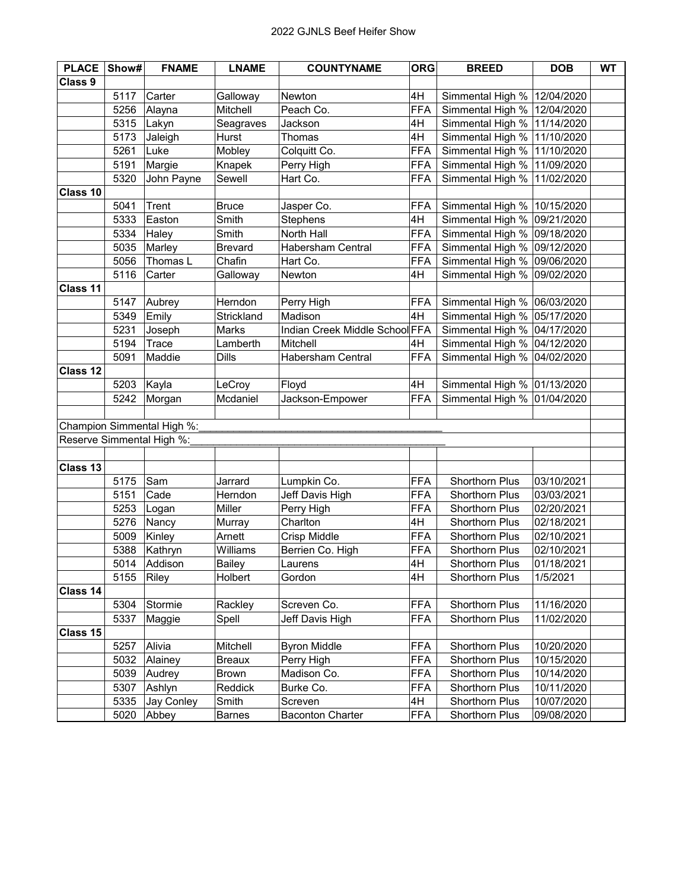# 2022 GJNLS Beef Heifer Show

| PLACE | Show# | FNAME | LNAME | COUNTYNAME | ORG | BREED | DOB | WT |
|---|---|---|---|---|---|---|---|---|
| **Class 9** | | | | | | | | |
| | 5117 | Carter | Galloway | Newton | 4H | Simmental High % | 12/04/2020 | |
| | 5256 | Alayna | Mitchell | Peach Co. | FFA | Simmental High % | 12/04/2020 | |
| | 5315 | Lakyn | Seagraves | Jackson | 4H | Simmental High % | 11/14/2020 | |
| | 5173 | Jaleigh | Hurst | Thomas | 4H | Simmental High % | 11/10/2020 | |
| | 5261 | Luke | Mobley | Colquitt Co. | FFA | Simmental High % | 11/10/2020 | |
| | 5191 | Margie | Knapek | Perry High | FFA | Simmental High % | 11/09/2020 | |
| | 5320 | John Payne | Sewell | Hart Co. | FFA | Simmental High % | 11/02/2020 | |
| **Class 10** | | | | | | | | |
| | 5041 | Trent | Bruce | Jasper Co. | FFA | Simmental High % | 10/15/2020 | |
| | 5333 | Easton | Smith | Stephens | 4H | Simmental High % | 09/21/2020 | |
| | 5334 | Haley | Smith | North Hall | FFA | Simmental High % | 09/18/2020 | |
| | 5035 | Marley | Brevard | Habersham Central | FFA | Simmental High % | 09/12/2020 | |
| | 5056 | Thomas L | Chafin | Hart Co. | FFA | Simmental High % | 09/06/2020 | |
| | 5116 | Carter | Galloway | Newton | 4H | Simmental High % | 09/02/2020 | |
| **Class 11** | | | | | | | | |
| | 5147 | Aubrey | Herndon | Perry High | FFA | Simmental High % | 06/03/2020 | |
| | 5349 | Emily | Strickland | Madison | 4H | Simmental High % | 05/17/2020 | |
| | 5231 | Joseph | Marks | Indian Creek Middle School | FFA | Simmental High % | 04/17/2020 | |
| | 5194 | Trace | Lamberth | Mitchell | 4H | Simmental High % | 04/12/2020 | |
| | 5091 | Maddie | Dills | Habersham Central | FFA | Simmental High % | 04/02/2020 | |
| **Class 12** | | | | | | | | |
| | 5203 | Kayla | LeCroy | Floyd | 4H | Simmental High % | 01/13/2020 | |
| | 5242 | Morgan | Mcdaniel | Jackson-Empower | FFA | Simmental High % | 01/04/2020 | |
| | | | | | | | | |
| Champion Simmental High %:_______________ | | | | | | | | |
| Reserve Simmental High %:_______________ | | | | | | | | |
| | | | | | | | | |
| **Class 13** | | | | | | | | |
| | 5175 | Sam | Jarrard | Lumpkin Co. | FFA | Shorthorn Plus | 03/10/2021 | |
| | 5151 | Cade | Herndon | Jeff Davis High | FFA | Shorthorn Plus | 03/03/2021 | |
| | 5253 | Logan | Miller | Perry High | FFA | Shorthorn Plus | 02/20/2021 | |
| | 5276 | Nancy | Murray | Charlton | 4H | Shorthorn Plus | 02/18/2021 | |
| | 5009 | Kinley | Arnett | Crisp Middle | FFA | Shorthorn Plus | 02/10/2021 | |
| | 5388 | Kathryn | Williams | Berrien Co. High | FFA | Shorthorn Plus | 02/10/2021 | |
| | 5014 | Addison | Bailey | Laurens | 4H | Shorthorn Plus | 01/18/2021 | |
| | 5155 | Riley | Holbert | Gordon | 4H | Shorthorn Plus | 1/5/2021 | |
| **Class 14** | | | | | | | | |
| | 5304 | Stormie | Rackley | Screven Co. | FFA | Shorthorn Plus | 11/16/2020 | |
| | 5337 | Maggie | Spell | Jeff Davis High | FFA | Shorthorn Plus | 11/02/2020 | |
| **Class 15** | | | | | | | | |
| | 5257 | Alivia | Mitchell | Byron Middle | FFA | Shorthorn Plus | 10/20/2020 | |
| | 5032 | Alainey | Breaux | Perry High | FFA | Shorthorn Plus | 10/15/2020 | |
| | 5039 | Audrey | Brown | Madison Co. | FFA | Shorthorn Plus | 10/14/2020 | |
| | 5307 | Ashlyn | Reddick | Burke Co. | FFA | Shorthorn Plus | 10/11/2020 | |
| | 5335 | Jay Conley | Smith | Screven | 4H | Shorthorn Plus | 10/07/2020 | |
| | 5020 | Abbey | Barnes | Baconton Charter | FFA | Shorthorn Plus | 09/08/2020 | |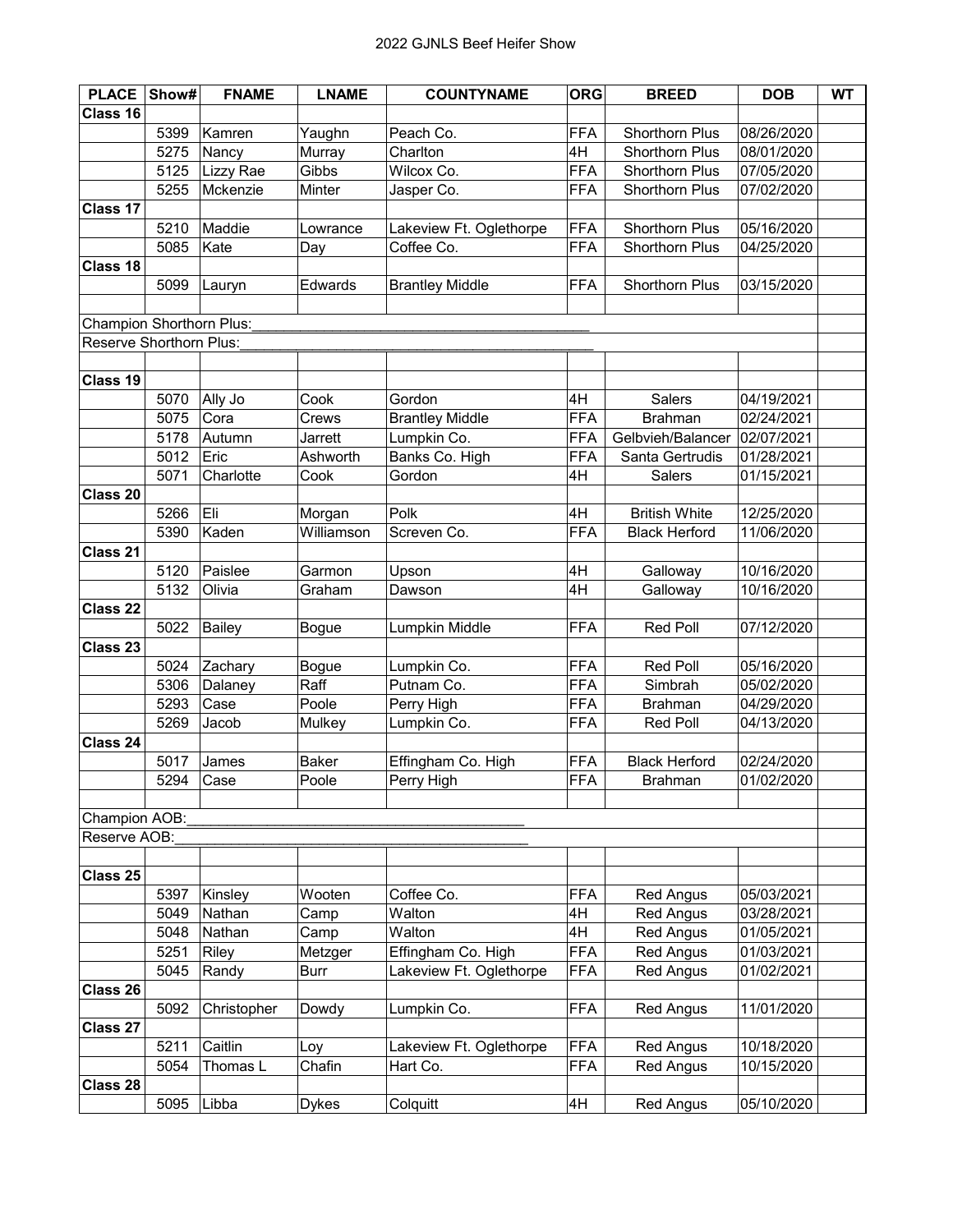# 2022 GJNLS Beef Heifer Show

| PLACE | Show# | FNAME | LNAME | COUNTYNAME | ORG | BREED | DOB | WT |
|---|---|---|---|---|---|---|---|---|
| **Class 16** | | | | | | | | |
| | 5399 | Kamren | Yaughn | Peach Co. | FFA | Shorthorn Plus | 08/26/2020 | |
| | 5275 | Nancy | Murray | Charlton | 4H | Shorthorn Plus | 08/01/2020 | |
| | 5125 | Lizzy Rae | Gibbs | Wilcox Co. | FFA | Shorthorn Plus | 07/05/2020 | |
| | 5255 | Mckenzie | Minter | Jasper Co. | FFA | Shorthorn Plus | 07/02/2020 | |
| **Class 17** | | | | | | | | |
| | 5210 | Maddie | Lowrance | Lakeview Ft. Oglethorpe | FFA | Shorthorn Plus | 05/16/2020 | |
| | 5085 | Kate | Day | Coffee Co. | FFA | Shorthorn Plus | 04/25/2020 | |
| **Class 18** | | | | | | | | |
| | 5099 | Lauryn | Edwards | Brantley Middle | FFA | Shorthorn Plus | 03/15/2020 | |
| | | | | | | | | |
| Champion Shorthorn Plus:___________________ | | | | | | | | |
| Reserve Shorthorn Plus:___________________ | | | | | | | | |
| | | | | | | | | |
| **Class 19** | | | | | | | | |
| | 5070 | Ally Jo | Cook | Gordon | 4H | Salers | 04/19/2021 | |
| | 5075 | Cora | Crews | Brantley Middle | FFA | Brahman | 02/24/2021 | |
| | 5178 | Autumn | Jarrett | Lumpkin Co. | FFA | Gelbvieh/Balancer | 02/07/2021 | |
| | 5012 | Eric | Ashworth | Banks Co. High | FFA | Santa Gertrudis | 01/28/2021 | |
| | 5071 | Charlotte | Cook | Gordon | 4H | Salers | 01/15/2021 | |
| **Class 20** | | | | | | | | |
| | 5266 | Eli | Morgan | Polk | 4H | British White | 12/25/2020 | |
| | 5390 | Kaden | Williamson | Screven Co. | FFA | Black Herford | 11/06/2020 | |
| **Class 21** | | | | | | | | |
| | 5120 | Paislee | Garmon | Upson | 4H | Galloway | 10/16/2020 | |
| | 5132 | Olivia | Graham | Dawson | 4H | Galloway | 10/16/2020 | |
| **Class 22** | | | | | | | | |
| | 5022 | Bailey | Bogue | Lumpkin Middle | FFA | Red Poll | 07/12/2020 | |
| **Class 23** | | | | | | | | |
| | 5024 | Zachary | Bogue | Lumpkin Co. | FFA | Red Poll | 05/16/2020 | |
| | 5306 | Dalaney | Raff | Putnam Co. | FFA | Simbrah | 05/02/2020 | |
| | 5293 | Case | Poole | Perry High | FFA | Brahman | 04/29/2020 | |
| | 5269 | Jacob | Mulkey | Lumpkin Co. | FFA | Red Poll | 04/13/2020 | |
| **Class 24** | | | | | | | | |
| | 5017 | James | Baker | Effingham Co. High | FFA | Black Herford | 02/24/2020 | |
| | 5294 | Case | Poole | Perry High | FFA | Brahman | 01/02/2020 | |
| | | | | | | | | |
| Champion AOB:___________________ | | | | | | | | |
| Reserve AOB:___________________ | | | | | | | | |
| | | | | | | | | |
| **Class 25** | | | | | | | | |
| | 5397 | Kinsley | Wooten | Coffee Co. | FFA | Red Angus | 05/03/2021 | |
| | 5049 | Nathan | Camp | Walton | 4H | Red Angus | 03/28/2021 | |
| | 5048 | Nathan | Camp | Walton | 4H | Red Angus | 01/05/2021 | |
| | 5251 | Riley | Metzger | Effingham Co. High | FFA | Red Angus | 01/03/2021 | |
| | 5045 | Randy | Burr | Lakeview Ft. Oglethorpe | FFA | Red Angus | 01/02/2021 | |
| **Class 26** | | | | | | | | |
| | 5092 | Christopher | Dowdy | Lumpkin Co. | FFA | Red Angus | 11/01/2020 | |
| **Class 27** | | | | | | | | |
| | 5211 | Caitlin | Loy | Lakeview Ft. Oglethorpe | FFA | Red Angus | 10/18/2020 | |
| | 5054 | Thomas L | Chafin | Hart Co. | FFA | Red Angus | 10/15/2020 | |
| **Class 28** | | | | | | | | |
| | 5095 | Libba | Dykes | Colquitt | 4H | Red Angus | 05/10/2020 | |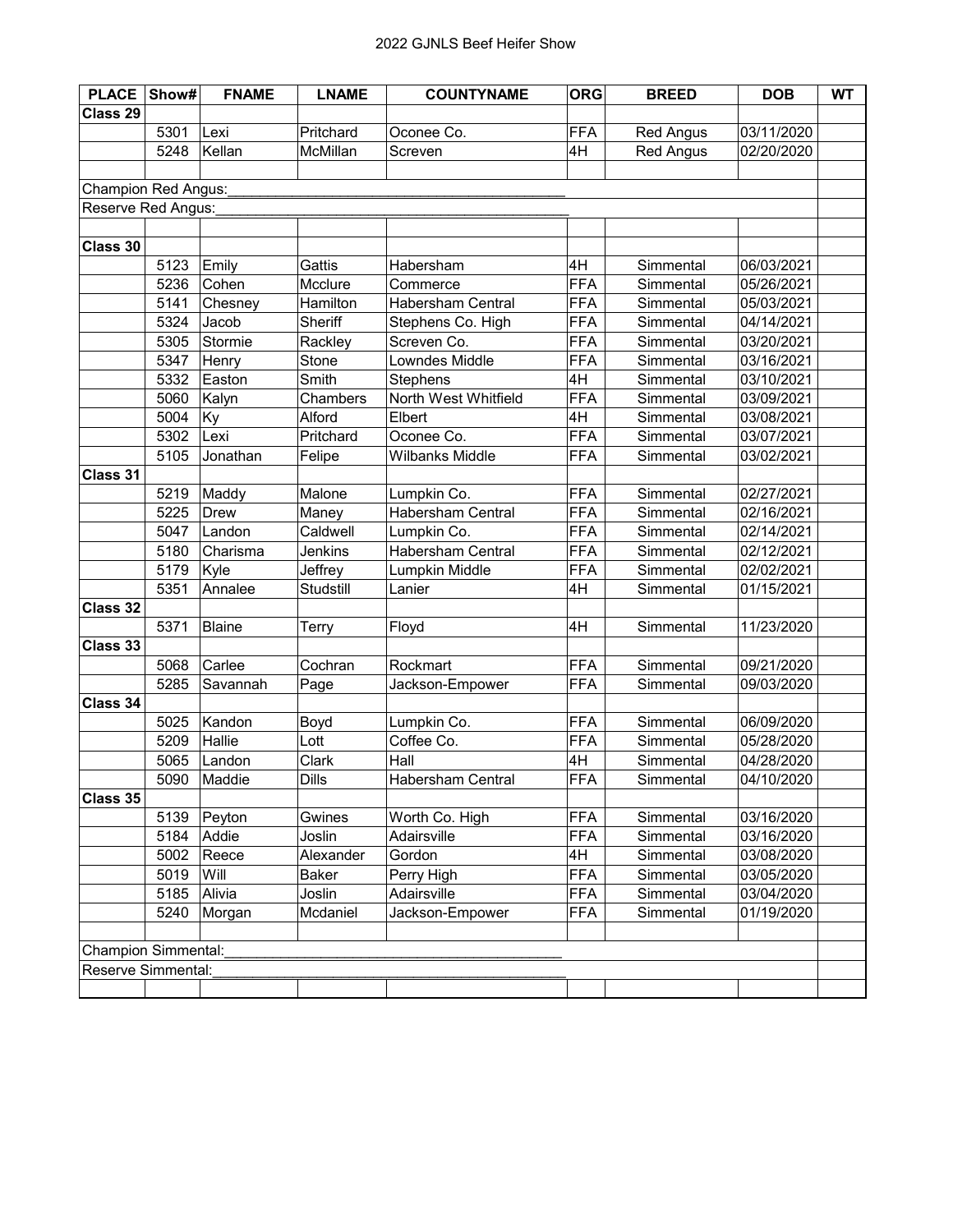# 2022 GJNLS Beef Heifer Show

| PLACE | Show# | FNAME | LNAME | COUNTYNAME | ORG | BREED | DOB | WT |
|---|---|---|---|---|---|---|---|---|
| **Class 29** | | | | | | | | |
| | 5301 | Lexi | Pritchard | Oconee Co. | FFA | Red Angus | 03/11/2020 | |
| | 5248 | Kellan | McMillan | Screven | 4H | Red Angus | 02/20/2020 | |
| | | | | | | | | |
| Champion Red Angus:___________________________________________ | | | | | | | | |
| Reserve Red Angus:____________________________________________ | | | | | | | | |
| | | | | | | | | |
| **Class 30** | | | | | | | | |
| | 5123 | Emily | Gattis | Habersham | 4H | Simmental | 06/03/2021 | |
| | 5236 | Cohen | Mcclure | Commerce | FFA | Simmental | 05/26/2021 | |
| | 5141 | Chesney | Hamilton | Habersham Central | FFA | Simmental | 05/03/2021 | |
| | 5324 | Jacob | Sheriff | Stephens Co. High | FFA | Simmental | 04/14/2021 | |
| | 5305 | Stormie | Rackley | Screven Co. | FFA | Simmental | 03/20/2021 | |
| | 5347 | Henry | Stone | Lowndes Middle | FFA | Simmental | 03/16/2021 | |
| | 5332 | Easton | Smith | Stephens | 4H | Simmental | 03/10/2021 | |
| | 5060 | Kalyn | Chambers | North West Whitfield | FFA | Simmental | 03/09/2021 | |
| | 5004 | Ky | Alford | Elbert | 4H | Simmental | 03/08/2021 | |
| | 5302 | Lexi | Pritchard | Oconee Co. | FFA | Simmental | 03/07/2021 | |
| | 5105 | Jonathan | Felipe | Wilbanks Middle | FFA | Simmental | 03/02/2021 | |
| **Class 31** | | | | | | | | |
| | 5219 | Maddy | Malone | Lumpkin Co. | FFA | Simmental | 02/27/2021 | |
| | 5225 | Drew | Maney | Habersham Central | FFA | Simmental | 02/16/2021 | |
| | 5047 | Landon | Caldwell | Lumpkin Co. | FFA | Simmental | 02/14/2021 | |
| | 5180 | Charisma | Jenkins | Habersham Central | FFA | Simmental | 02/12/2021 | |
| | 5179 | Kyle | Jeffrey | Lumpkin Middle | FFA | Simmental | 02/02/2021 | |
| | 5351 | Annalee | Studstill | Lanier | 4H | Simmental | 01/15/2021 | |
| **Class 32** | | | | | | | | |
| | 5371 | Blaine | Terry | Floyd | 4H | Simmental | 11/23/2020 | |
| **Class 33** | | | | | | | | |
| | 5068 | Carlee | Cochran | Rockmart | FFA | Simmental | 09/21/2020 | |
| | 5285 | Savannah | Page | Jackson-Empower | FFA | Simmental | 09/03/2020 | |
| **Class 34** | | | | | | | | |
| | 5025 | Kandon | Boyd | Lumpkin Co. | FFA | Simmental | 06/09/2020 | |
| | 5209 | Hallie | Lott | Coffee Co. | FFA | Simmental | 05/28/2020 | |
| | 5065 | Landon | Clark | Hall | 4H | Simmental | 04/28/2020 | |
| | 5090 | Maddie | Dills | Habersham Central | FFA | Simmental | 04/10/2020 | |
| **Class 35** | | | | | | | | |
| | 5139 | Peyton | Gwines | Worth Co. High | FFA | Simmental | 03/16/2020 | |
| | 5184 | Addie | Joslin | Adairsville | FFA | Simmental | 03/16/2020 | |
| | 5002 | Reece | Alexander | Gordon | 4H | Simmental | 03/08/2020 | |
| | 5019 | Will | Baker | Perry High | FFA | Simmental | 03/05/2020 | |
| | 5185 | Alivia | Joslin | Adairsville | FFA | Simmental | 03/04/2020 | |
| | 5240 | Morgan | Mcdaniel | Jackson-Empower | FFA | Simmental | 01/19/2020 | |
| | | | | | | | | |
| Champion Simmental:___________________________________________ | | | | | | | | |
| Reserve Simmental:____________________________________________ | | | | | | | | |
| | | | | | | | | |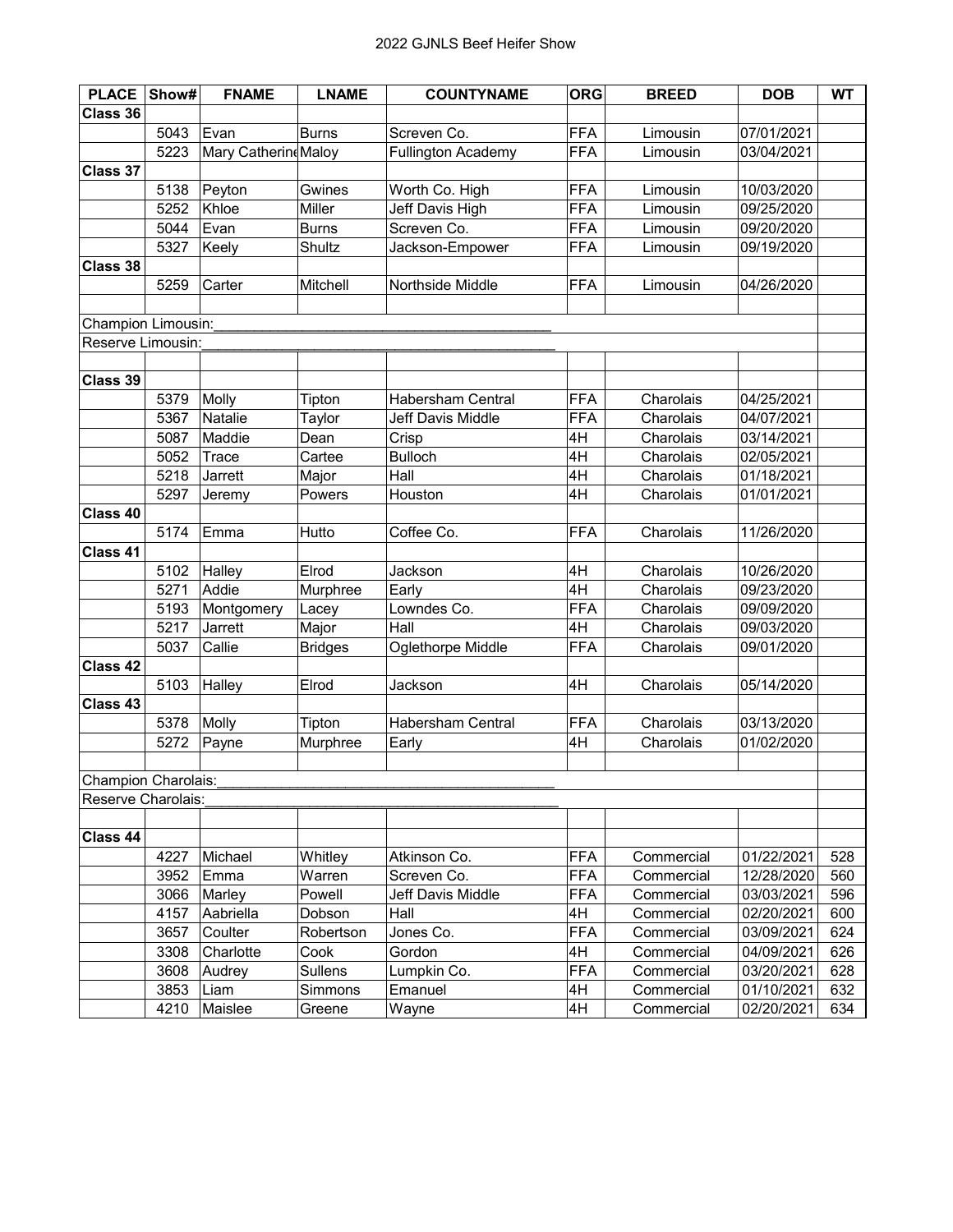## 2022 GJNLS Beef Heifer Show

| PLACE | Show# | FNAME | LNAME | COUNTYNAME | ORG | BREED | DOB | WT |
|---|---|---|---|---|---|---|---|---|
| **Class 36** | | | | | | | | |
| | 5043 | Evan | Burns | Screven Co. | FFA | Limousin | 07/01/2021 | |
| | 5223 | Mary Catherine | Maloy | Fullington Academy | FFA | Limousin | 03/04/2021 | |
| **Class 37** | | | | | | | | |
| | 5138 | Peyton | Gwines | Worth Co. High | FFA | Limousin | 10/03/2020 | |
| | 5252 | Khloe | Miller | Jeff Davis High | FFA | Limousin | 09/25/2020 | |
| | 5044 | Evan | Burns | Screven Co. | FFA | Limousin | 09/20/2020 | |
| | 5327 | Keely | Shultz | Jackson-Empower | FFA | Limousin | 09/19/2020 | |
| **Class 38** | | | | | | | | |
| | 5259 | Carter | Mitchell | Northside Middle | FFA | Limousin | 04/26/2020 | |
| | | | | | | | | |
| Champion Limousin:___ | | | | | | | | |
| Reserve Limousin:___ | | | | | | | | |
| | | | | | | | | |
| **Class 39** | | | | | | | | |
| | 5379 | Molly | Tipton | Habersham Central | FFA | Charolais | 04/25/2021 | |
| | 5367 | Natalie | Taylor | Jeff Davis Middle | FFA | Charolais | 04/07/2021 | |
| | 5087 | Maddie | Dean | Crisp | 4H | Charolais | 03/14/2021 | |
| | 5052 | Trace | Cartee | Bulloch | 4H | Charolais | 02/05/2021 | |
| | 5218 | Jarrett | Major | Hall | 4H | Charolais | 01/18/2021 | |
| | 5297 | Jeremy | Powers | Houston | 4H | Charolais | 01/01/2021 | |
| **Class 40** | | | | | | | | |
| | 5174 | Emma | Hutto | Coffee Co. | FFA | Charolais | 11/26/2020 | |
| **Class 41** | | | | | | | | |
| | 5102 | Halley | Elrod | Jackson | 4H | Charolais | 10/26/2020 | |
| | 5271 | Addie | Murphree | Early | 4H | Charolais | 09/23/2020 | |
| | 5193 | Montgomery | Lacey | Lowndes Co. | FFA | Charolais | 09/09/2020 | |
| | 5217 | Jarrett | Major | Hall | 4H | Charolais | 09/03/2020 | |
| | 5037 | Callie | Bridges | Oglethorpe Middle | FFA | Charolais | 09/01/2020 | |
| **Class 42** | | | | | | | | |
| | 5103 | Halley | Elrod | Jackson | 4H | Charolais | 05/14/2020 | |
| **Class 43** | | | | | | | | |
| | 5378 | Molly | Tipton | Habersham Central | FFA | Charolais | 03/13/2020 | |
| | 5272 | Payne | Murphree | Early | 4H | Charolais | 01/02/2020 | |
| | | | | | | | | |
| Champion Charolais:___ | | | | | | | | |
| Reserve Charolais:___ | | | | | | | | |
| | | | | | | | | |
| **Class 44** | | | | | | | | |
| | 4227 | Michael | Whitley | Atkinson Co. | FFA | Commercial | 01/22/2021 | 528 |
| | 3952 | Emma | Warren | Screven Co. | FFA | Commercial | 12/28/2020 | 560 |
| | 3066 | Marley | Powell | Jeff Davis Middle | FFA | Commercial | 03/03/2021 | 596 |
| | 4157 | Aabriella | Dobson | Hall | 4H | Commercial | 02/20/2021 | 600 |
| | 3657 | Coulter | Robertson | Jones Co. | FFA | Commercial | 03/09/2021 | 624 |
| | 3308 | Charlotte | Cook | Gordon | 4H | Commercial | 04/09/2021 | 626 |
| | 3608 | Audrey | Sullens | Lumpkin Co. | FFA | Commercial | 03/20/2021 | 628 |
| | 3853 | Liam | Simmons | Emanuel | 4H | Commercial | 01/10/2021 | 632 |
| | 4210 | Maislee | Greene | Wayne | 4H | Commercial | 02/20/2021 | 634 |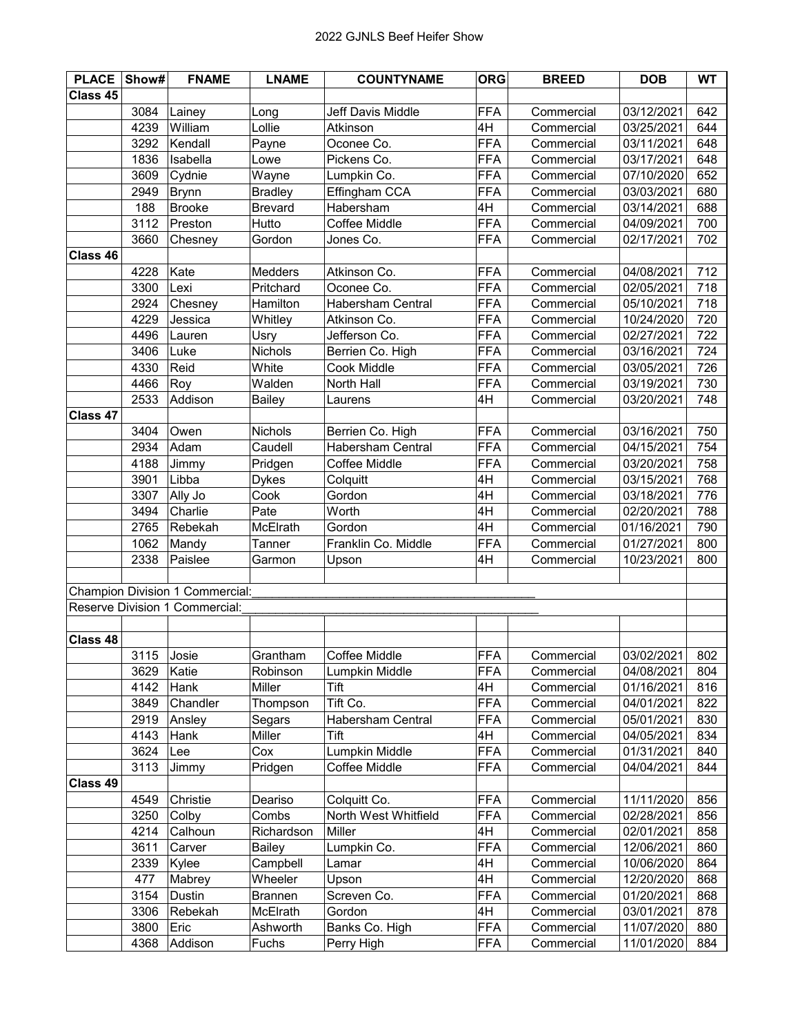2022 GJNLS Beef Heifer Show

| PLACE | Show# | FNAME | LNAME | COUNTYNAME | ORG | BREED | DOB | WT |
|---|---|---|---|---|---|---|---|---|
| Class 45 | | | | | | | | |
| | 3084 | Lainey | Long | Jeff Davis Middle | FFA | Commercial | 03/12/2021 | 642 |
| | 4239 | William | Lollie | Atkinson | 4H | Commercial | 03/25/2021 | 644 |
| | 3292 | Kendall | Payne | Oconee Co. | FFA | Commercial | 03/11/2021 | 648 |
| | 1836 | Isabella | Lowe | Pickens Co. | FFA | Commercial | 03/17/2021 | 648 |
| | 3609 | Cydnie | Wayne | Lumpkin Co. | FFA | Commercial | 07/10/2020 | 652 |
| | 2949 | Brynn | Bradley | Effingham CCA | FFA | Commercial | 03/03/2021 | 680 |
| | 188 | Brooke | Brevard | Habersham | 4H | Commercial | 03/14/2021 | 688 |
| | 3112 | Preston | Hutto | Coffee Middle | FFA | Commercial | 04/09/2021 | 700 |
| | 3660 | Chesney | Gordon | Jones Co. | FFA | Commercial | 02/17/2021 | 702 |
| Class 46 | | | | | | | | |
| | 4228 | Kate | Medders | Atkinson Co. | FFA | Commercial | 04/08/2021 | 712 |
| | 3300 | Lexi | Pritchard | Oconee Co. | FFA | Commercial | 02/05/2021 | 718 |
| | 2924 | Chesney | Hamilton | Habersham Central | FFA | Commercial | 05/10/2021 | 718 |
| | 4229 | Jessica | Whitley | Atkinson Co. | FFA | Commercial | 10/24/2020 | 720 |
| | 4496 | Lauren | Usry | Jefferson Co. | FFA | Commercial | 02/27/2021 | 722 |
| | 3406 | Luke | Nichols | Berrien Co. High | FFA | Commercial | 03/16/2021 | 724 |
| | 4330 | Reid | White | Cook Middle | FFA | Commercial | 03/05/2021 | 726 |
| | 4466 | Roy | Walden | North Hall | FFA | Commercial | 03/19/2021 | 730 |
| | 2533 | Addison | Bailey | Laurens | 4H | Commercial | 03/20/2021 | 748 |
| Class 47 | | | | | | | | |
| | 3404 | Owen | Nichols | Berrien Co. High | FFA | Commercial | 03/16/2021 | 750 |
| | 2934 | Adam | Caudell | Habersham Central | FFA | Commercial | 04/15/2021 | 754 |
| | 4188 | Jimmy | Pridgen | Coffee Middle | FFA | Commercial | 03/20/2021 | 758 |
| | 3901 | Libba | Dykes | Colquitt | 4H | Commercial | 03/15/2021 | 768 |
| | 3307 | Ally Jo | Cook | Gordon | 4H | Commercial | 03/18/2021 | 776 |
| | 3494 | Charlie | Pate | Worth | 4H | Commercial | 02/20/2021 | 788 |
| | 2765 | Rebekah | McElrath | Gordon | 4H | Commercial | 01/16/2021 | 790 |
| | 1062 | Mandy | Tanner | Franklin Co. Middle | FFA | Commercial | 01/27/2021 | 800 |
| | 2338 | Paislee | Garmon | Upson | 4H | Commercial | 10/23/2021 | 800 |
| | | | | | | | | |
| Champion Division 1 Commercial:\_\_\_\_\_\_\_\_\_\_\_\_\_\_\_\_\_\_\_\_ | | | | | | | | |
| Reserve Division 1 Commercial:\_\_\_\_\_\_\_\_\_\_\_\_\_\_\_\_\_\_\_\_ | | | | | | | | |
| | | | | | | | | |
| Class 48 | | | | | | | | |
| | 3115 | Josie | Grantham | Coffee Middle | FFA | Commercial | 03/02/2021 | 802 |
| | 3629 | Katie | Robinson | Lumpkin Middle | FFA | Commercial | 04/08/2021 | 804 |
| | 4142 | Hank | Miller | Tift | 4H | Commercial | 01/16/2021 | 816 |
| | 3849 | Chandler | Thompson | Tift Co. | FFA | Commercial | 04/01/2021 | 822 |
| | 2919 | Ansley | Segars | Habersham Central | FFA | Commercial | 05/01/2021 | 830 |
| | 4143 | Hank | Miller | Tift | 4H | Commercial | 04/05/2021 | 834 |
| | 3624 | Lee | Cox | Lumpkin Middle | FFA | Commercial | 01/31/2021 | 840 |
| | 3113 | Jimmy | Pridgen | Coffee Middle | FFA | Commercial | 04/04/2021 | 844 |
| Class 49 | | | | | | | | |
| | 4549 | Christie | Deariso | Colquitt Co. | FFA | Commercial | 11/11/2020 | 856 |
| | 3250 | Colby | Combs | North West Whitfield | FFA | Commercial | 02/28/2021 | 856 |
| | 4214 | Calhoun | Richardson | Miller | 4H | Commercial | 02/01/2021 | 858 |
| | 3611 | Carver | Bailey | Lumpkin Co. | FFA | Commercial | 12/06/2021 | 860 |
| | 2339 | Kylee | Campbell | Lamar | 4H | Commercial | 10/06/2020 | 864 |
| | 477 | Mabrey | Wheeler | Upson | 4H | Commercial | 12/20/2020 | 868 |
| | 3154 | Dustin | Brannen | Screven Co. | FFA | Commercial | 01/20/2021 | 868 |
| | 3306 | Rebekah | McElrath | Gordon | 4H | Commercial | 03/01/2021 | 878 |
| | 3800 | Eric | Ashworth | Banks Co. High | FFA | Commercial | 11/07/2020 | 880 |
| | 4368 | Addison | Fuchs | Perry High | FFA | Commercial | 11/01/2020 | 884 |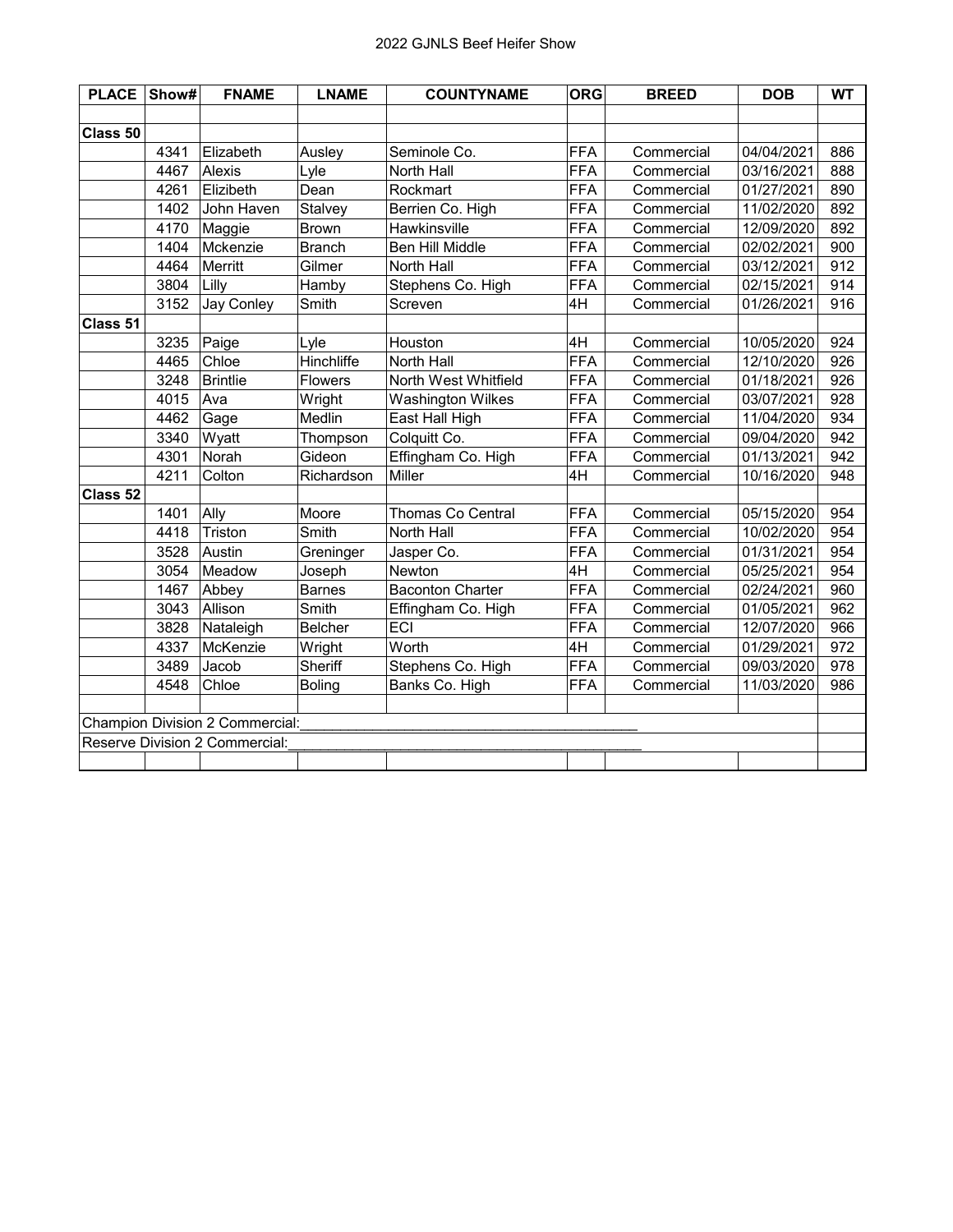# 2022 GJNLS Beef Heifer Show

| PLACE | Show# | FNAME | LNAME | COUNTYNAME | ORG | BREED | DOB | WT |
|---|---|---|---|---|---|---|---|---|
| | | | | | | | | |
| **Class 50** | | | | | | | | |
| | 4341 | Elizabeth | Ausley | Seminole Co. | FFA | Commercial | 04/04/2021 | 886 |
| | 4467 | Alexis | Lyle | North Hall | FFA | Commercial | 03/16/2021 | 888 |
| | 4261 | Elizibeth | Dean | Rockmart | FFA | Commercial | 01/27/2021 | 890 |
| | 1402 | John Haven | Stalvey | Berrien Co. High | FFA | Commercial | 11/02/2020 | 892 |
| | 4170 | Maggie | Brown | Hawkinsville | FFA | Commercial | 12/09/2020 | 892 |
| | 1404 | Mckenzie | Branch | Ben Hill Middle | FFA | Commercial | 02/02/2021 | 900 |
| | 4464 | Merritt | Gilmer | North Hall | FFA | Commercial | 03/12/2021 | 912 |
| | 3804 | Lilly | Hamby | Stephens Co. High | FFA | Commercial | 02/15/2021 | 914 |
| | 3152 | Jay Conley | Smith | Screven | 4H | Commercial | 01/26/2021 | 916 |
| **Class 51** | | | | | | | | |
| | 3235 | Paige | Lyle | Houston | 4H | Commercial | 10/05/2020 | 924 |
| | 4465 | Chloe | Hinchliffe | North Hall | FFA | Commercial | 12/10/2020 | 926 |
| | 3248 | Brintlie | Flowers | North West Whitfield | FFA | Commercial | 01/18/2021 | 926 |
| | 4015 | Ava | Wright | Washington Wilkes | FFA | Commercial | 03/07/2021 | 928 |
| | 4462 | Gage | Medlin | East Hall High | FFA | Commercial | 11/04/2020 | 934 |
| | 3340 | Wyatt | Thompson | Colquitt Co. | FFA | Commercial | 09/04/2020 | 942 |
| | 4301 | Norah | Gideon | Effingham Co. High | FFA | Commercial | 01/13/2021 | 942 |
| | 4211 | Colton | Richardson | Miller | 4H | Commercial | 10/16/2020 | 948 |
| **Class 52** | | | | | | | | |
| | 1401 | Ally | Moore | Thomas Co Central | FFA | Commercial | 05/15/2020 | 954 |
| | 4418 | Triston | Smith | North Hall | FFA | Commercial | 10/02/2020 | 954 |
| | 3528 | Austin | Greninger | Jasper Co. | FFA | Commercial | 01/31/2021 | 954 |
| | 3054 | Meadow | Joseph | Newton | 4H | Commercial | 05/25/2021 | 954 |
| | 1467 | Abbey | Barnes | Baconton Charter | FFA | Commercial | 02/24/2021 | 960 |
| | 3043 | Allison | Smith | Effingham Co. High | FFA | Commercial | 01/05/2021 | 962 |
| | 3828 | Nataleigh | Belcher | ECI | FFA | Commercial | 12/07/2020 | 966 |
| | 4337 | McKenzie | Wright | Worth | 4H | Commercial | 01/29/2021 | 972 |
| | 3489 | Jacob | Sheriff | Stephens Co. High | FFA | Commercial | 09/03/2020 | 978 |
| | 4548 | Chloe | Boling | Banks Co. High | FFA | Commercial | 11/03/2020 | 986 |
| | | | | | | | | |
| Champion Division 2 Commercial:___________________________________________ | | | | | | | | |
| Reserve Division 2 Commercial:_____________________________________________ | | | | | | | | |
| | | | | | | | | |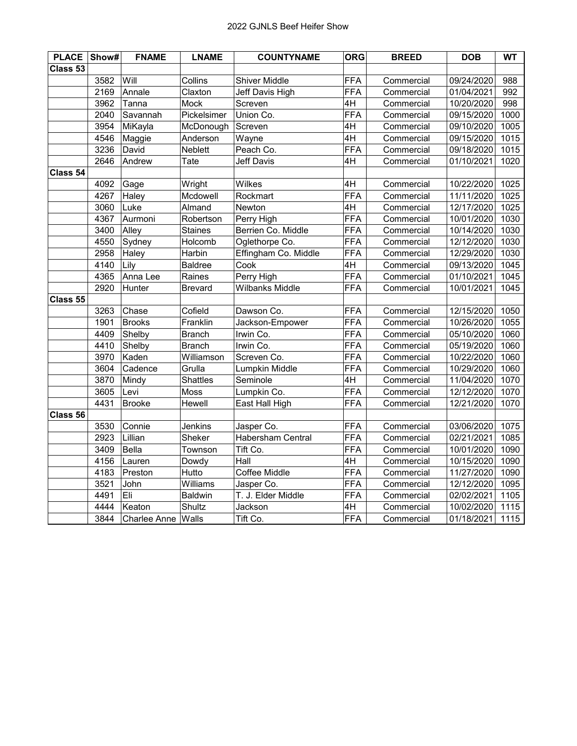2022 GJNLS Beef Heifer Show

| PLACE | Show# | FNAME | LNAME | COUNTYNAME | ORG | BREED | DOB | WT |
|---|---|---|---|---|---|---|---|---|
| Class 53 | | | | | | | | |
| | 3582 | Will | Collins | Shiver Middle | FFA | Commercial | 09/24/2020 | 988 |
| | 2169 | Annale | Claxton | Jeff Davis High | FFA | Commercial | 01/04/2021 | 992 |
| | 3962 | Tanna | Mock | Screven | 4H | Commercial | 10/20/2020 | 998 |
| | 2040 | Savannah | Pickelsimer | Union Co. | FFA | Commercial | 09/15/2020 | 1000 |
| | 3954 | MiKayla | McDonough | Screven | 4H | Commercial | 09/10/2020 | 1005 |
| | 4546 | Maggie | Anderson | Wayne | 4H | Commercial | 09/15/2020 | 1015 |
| | 3236 | David | Neblett | Peach Co. | FFA | Commercial | 09/18/2020 | 1015 |
| | 2646 | Andrew | Tate | Jeff Davis | 4H | Commercial | 01/10/2021 | 1020 |
| Class 54 | | | | | | | | |
| | 4092 | Gage | Wright | Wilkes | 4H | Commercial | 10/22/2020 | 1025 |
| | 4267 | Haley | Mcdowell | Rockmart | FFA | Commercial | 11/11/2020 | 1025 |
| | 3060 | Luke | Almand | Newton | 4H | Commercial | 12/17/2020 | 1025 |
| | 4367 | Aurmoni | Robertson | Perry High | FFA | Commercial | 10/01/2020 | 1030 |
| | 3400 | Alley | Staines | Berrien Co. Middle | FFA | Commercial | 10/14/2020 | 1030 |
| | 4550 | Sydney | Holcomb | Oglethorpe Co. | FFA | Commercial | 12/12/2020 | 1030 |
| | 2958 | Haley | Harbin | Effingham Co. Middle | FFA | Commercial | 12/29/2020 | 1030 |
| | 4140 | Lily | Baldree | Cook | 4H | Commercial | 09/13/2020 | 1045 |
| | 4365 | Anna Lee | Raines | Perry High | FFA | Commercial | 01/10/2021 | 1045 |
| | 2920 | Hunter | Brevard | Wilbanks Middle | FFA | Commercial | 10/01/2021 | 1045 |
| Class 55 | | | | | | | | |
| | 3263 | Chase | Cofield | Dawson Co. | FFA | Commercial | 12/15/2020 | 1050 |
| | 1901 | Brooks | Franklin | Jackson-Empower | FFA | Commercial | 10/26/2020 | 1055 |
| | 4409 | Shelby | Branch | Irwin Co. | FFA | Commercial | 05/10/2020 | 1060 |
| | 4410 | Shelby | Branch | Irwin Co. | FFA | Commercial | 05/19/2020 | 1060 |
| | 3970 | Kaden | Williamson | Screven Co. | FFA | Commercial | 10/22/2020 | 1060 |
| | 3604 | Cadence | Grulla | Lumpkin Middle | FFA | Commercial | 10/29/2020 | 1060 |
| | 3870 | Mindy | Shattles | Seminole | 4H | Commercial | 11/04/2020 | 1070 |
| | 3605 | Levi | Moss | Lumpkin Co. | FFA | Commercial | 12/12/2020 | 1070 |
| | 4431 | Brooke | Hewell | East Hall High | FFA | Commercial | 12/21/2020 | 1070 |
| Class 56 | | | | | | | | |
| | 3530 | Connie | Jenkins | Jasper Co. | FFA | Commercial | 03/06/2020 | 1075 |
| | 2923 | Lillian | Sheker | Habersham Central | FFA | Commercial | 02/21/2021 | 1085 |
| | 3409 | Bella | Townson | Tift Co. | FFA | Commercial | 10/01/2020 | 1090 |
| | 4156 | Lauren | Dowdy | Hall | 4H | Commercial | 10/15/2020 | 1090 |
| | 4183 | Preston | Hutto | Coffee Middle | FFA | Commercial | 11/27/2020 | 1090 |
| | 3521 | John | Williams | Jasper Co. | FFA | Commercial | 12/12/2020 | 1095 |
| | 4491 | Eli | Baldwin | T. J. Elder Middle | FFA | Commercial | 02/02/2021 | 1105 |
| | 4444 | Keaton | Shultz | Jackson | 4H | Commercial | 10/02/2020 | 1115 |
| | 3844 | Charlee Anne | Walls | Tift Co. | FFA | Commercial | 01/18/2021 | 1115 |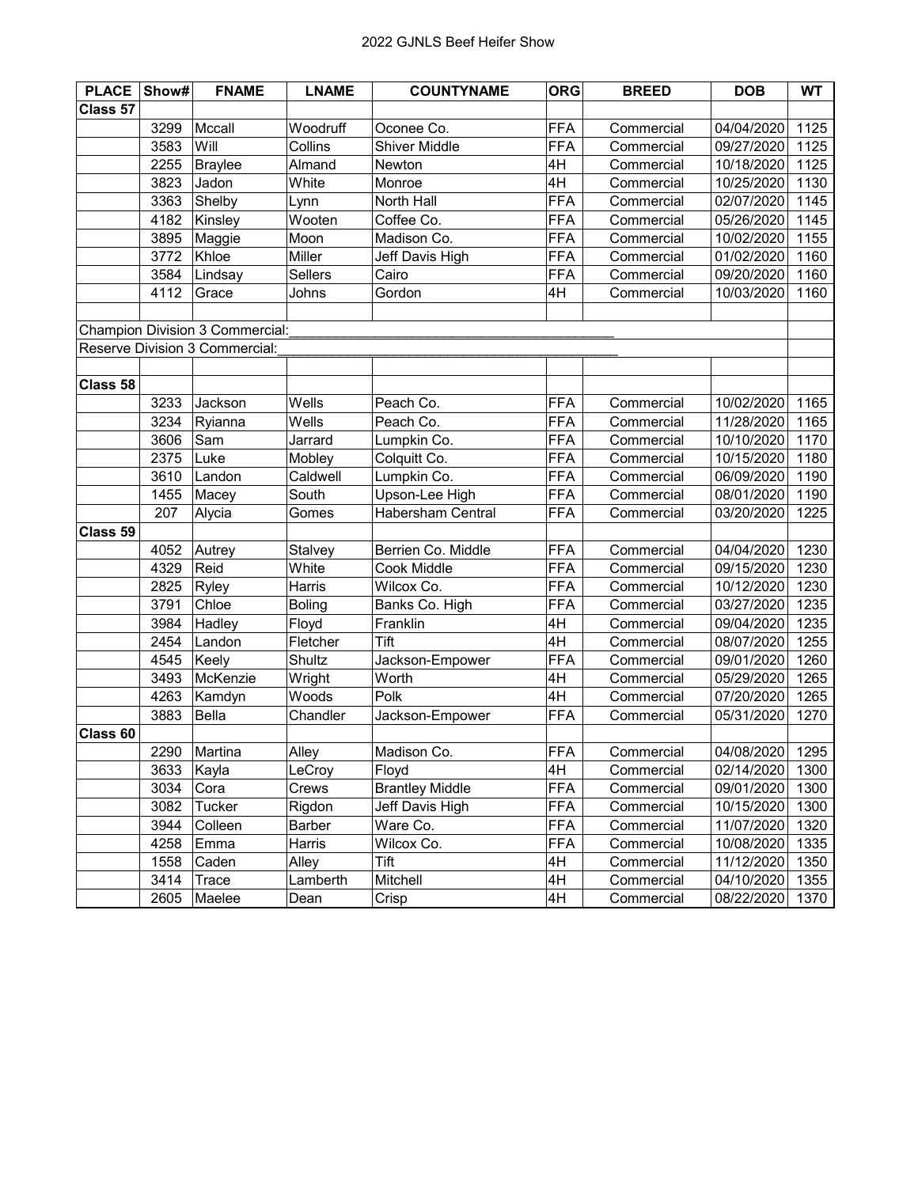## 2022 GJNLS Beef Heifer Show

| PLACE | Show# | FNAME | LNAME | COUNTYNAME | ORG | BREED | DOB | WT |
|---|---|---|---|---|---|---|---|---|
| Class 57 | | | | | | | | |
| | 3299 | Mccall | Woodruff | Oconee Co. | FFA | Commercial | 04/04/2020 | 1125 |
| | 3583 | Will | Collins | Shiver Middle | FFA | Commercial | 09/27/2020 | 1125 |
| | 2255 | Braylee | Almand | Newton | 4H | Commercial | 10/18/2020 | 1125 |
| | 3823 | Jadon | White | Monroe | 4H | Commercial | 10/25/2020 | 1130 |
| | 3363 | Shelby | Lynn | North Hall | FFA | Commercial | 02/07/2020 | 1145 |
| | 4182 | Kinsley | Wooten | Coffee Co. | FFA | Commercial | 05/26/2020 | 1145 |
| | 3895 | Maggie | Moon | Madison Co. | FFA | Commercial | 10/02/2020 | 1155 |
| | 3772 | Khloe | Miller | Jeff Davis High | FFA | Commercial | 01/02/2020 | 1160 |
| | 3584 | Lindsay | Sellers | Cairo | FFA | Commercial | 09/20/2020 | 1160 |
| | 4112 | Grace | Johns | Gordon | 4H | Commercial | 10/03/2020 | 1160 |
| | | | | | | | | |
| Champion Division 3 Commercial:___ | | | | | | | | |
| Reserve Division 3 Commercial:___ | | | | | | | | |
| | | | | | | | | |
| Class 58 | | | | | | | | |
| | 3233 | Jackson | Wells | Peach Co. | FFA | Commercial | 10/02/2020 | 1165 |
| | 3234 | Ryianna | Wells | Peach Co. | FFA | Commercial | 11/28/2020 | 1165 |
| | 3606 | Sam | Jarrard | Lumpkin Co. | FFA | Commercial | 10/10/2020 | 1170 |
| | 2375 | Luke | Mobley | Colquitt Co. | FFA | Commercial | 10/15/2020 | 1180 |
| | 3610 | Landon | Caldwell | Lumpkin Co. | FFA | Commercial | 06/09/2020 | 1190 |
| | 1455 | Macey | South | Upson-Lee High | FFA | Commercial | 08/01/2020 | 1190 |
| | 207 | Alycia | Gomes | Habersham Central | FFA | Commercial | 03/20/2020 | 1225 |
| Class 59 | | | | | | | | |
| | 4052 | Autrey | Stalvey | Berrien Co. Middle | FFA | Commercial | 04/04/2020 | 1230 |
| | 4329 | Reid | White | Cook Middle | FFA | Commercial | 09/15/2020 | 1230 |
| | 2825 | Ryley | Harris | Wilcox Co. | FFA | Commercial | 10/12/2020 | 1230 |
| | 3791 | Chloe | Boling | Banks Co. High | FFA | Commercial | 03/27/2020 | 1235 |
| | 3984 | Hadley | Floyd | Franklin | 4H | Commercial | 09/04/2020 | 1235 |
| | 2454 | Landon | Fletcher | Tift | 4H | Commercial | 08/07/2020 | 1255 |
| | 4545 | Keely | Shultz | Jackson-Empower | FFA | Commercial | 09/01/2020 | 1260 |
| | 3493 | McKenzie | Wright | Worth | 4H | Commercial | 05/29/2020 | 1265 |
| | 4263 | Kamdyn | Woods | Polk | 4H | Commercial | 07/20/2020 | 1265 |
| | 3883 | Bella | Chandler | Jackson-Empower | FFA | Commercial | 05/31/2020 | 1270 |
| Class 60 | | | | | | | | |
| | 2290 | Martina | Alley | Madison Co. | FFA | Commercial | 04/08/2020 | 1295 |
| | 3633 | Kayla | LeCroy | Floyd | 4H | Commercial | 02/14/2020 | 1300 |
| | 3034 | Cora | Crews | Brantley Middle | FFA | Commercial | 09/01/2020 | 1300 |
| | 3082 | Tucker | Rigdon | Jeff Davis High | FFA | Commercial | 10/15/2020 | 1300 |
| | 3944 | Colleen | Barber | Ware Co. | FFA | Commercial | 11/07/2020 | 1320 |
| | 4258 | Emma | Harris | Wilcox Co. | FFA | Commercial | 10/08/2020 | 1335 |
| | 1558 | Caden | Alley | Tift | 4H | Commercial | 11/12/2020 | 1350 |
| | 3414 | Trace | Lamberth | Mitchell | 4H | Commercial | 04/10/2020 | 1355 |
| | 2605 | Maelee | Dean | Crisp | 4H | Commercial | 08/22/2020 | 1370 |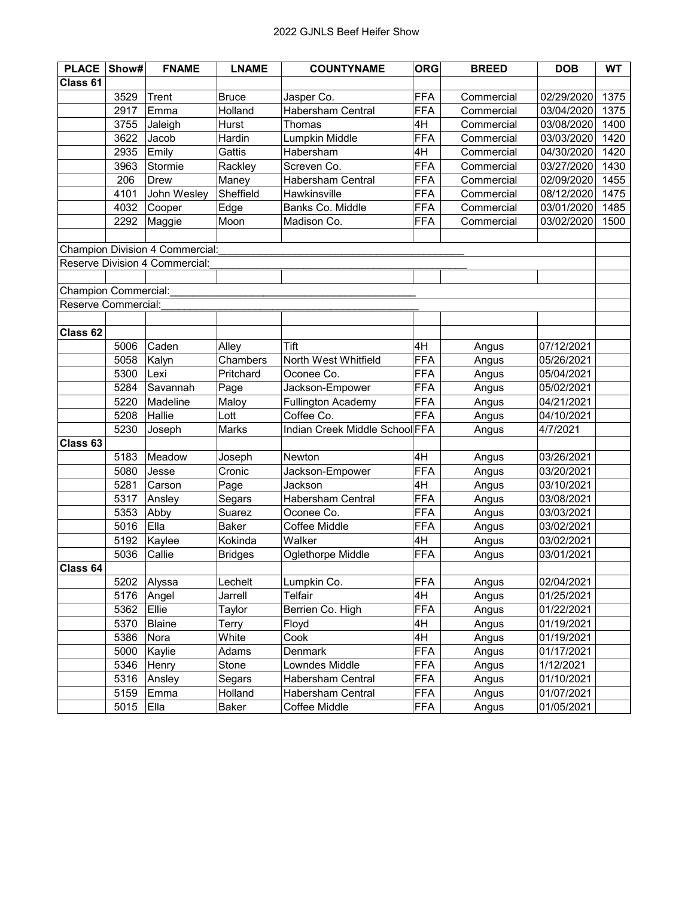# 2022 GJNLS Beef Heifer Show

| PLACE | Show# | FNAME | LNAME | COUNTYNAME | ORG | BREED | DOB | WT |
|---|---|---|---|---|---|---|---|---|
| **Class 61** | | | | | | | | |
| | 3529 | Trent | Bruce | Jasper Co. | FFA | Commercial | 02/29/2020 | 1375 |
| | 2917 | Emma | Holland | Habersham Central | FFA | Commercial | 03/04/2020 | 1375 |
| | 3755 | Jaleigh | Hurst | Thomas | 4H | Commercial | 03/08/2020 | 1400 |
| | 3622 | Jacob | Hardin | Lumpkin Middle | FFA | Commercial | 03/03/2020 | 1420 |
| | 2935 | Emily | Gattis | Habersham | 4H | Commercial | 04/30/2020 | 1420 |
| | 3963 | Stormie | Rackley | Screven Co. | FFA | Commercial | 03/27/2020 | 1430 |
| | 206 | Drew | Maney | Habersham Central | FFA | Commercial | 02/09/2020 | 1455 |
| | 4101 | John Wesley | Sheffield | Hawkinsville | FFA | Commercial | 08/12/2020 | 1475 |
| | 4032 | Cooper | Edge | Banks Co. Middle | FFA | Commercial | 03/01/2020 | 1485 |
| | 2292 | Maggie | Moon | Madison Co. | FFA | Commercial | 03/02/2020 | 1500 |
| | | | | | | | | |
| Champion Division 4 Commercial:_______________ | | | | | | | | |
| Reserve Division 4 Commercial:_______________ | | | | | | | | |
| | | | | | | | | |
| Champion Commercial:_______________ | | | | | | | | |
| Reserve Commercial:_______________ | | | | | | | | |
| | | | | | | | | |
| **Class 62** | | | | | | | | |
| | 5006 | Caden | Alley | Tift | 4H | Angus | 07/12/2021 | |
| | 5058 | Kalyn | Chambers | North West Whitfield | FFA | Angus | 05/26/2021 | |
| | 5300 | Lexi | Pritchard | Oconee Co. | FFA | Angus | 05/04/2021 | |
| | 5284 | Savannah | Page | Jackson-Empower | FFA | Angus | 05/02/2021 | |
| | 5220 | Madeline | Maloy | Fullington Academy | FFA | Angus | 04/21/2021 | |
| | 5208 | Hallie | Lott | Coffee Co. | FFA | Angus | 04/10/2021 | |
| | 5230 | Joseph | Marks | Indian Creek Middle School | FFA | Angus | 4/7/2021 | |
| **Class 63** | | | | | | | | |
| | 5183 | Meadow | Joseph | Newton | 4H | Angus | 03/26/2021 | |
| | 5080 | Jesse | Cronic | Jackson-Empower | FFA | Angus | 03/20/2021 | |
| | 5281 | Carson | Page | Jackson | 4H | Angus | 03/10/2021 | |
| | 5317 | Ansley | Segars | Habersham Central | FFA | Angus | 03/08/2021 | |
| | 5353 | Abby | Suarez | Oconee Co. | FFA | Angus | 03/03/2021 | |
| | 5016 | Ella | Baker | Coffee Middle | FFA | Angus | 03/02/2021 | |
| | 5192 | Kaylee | Kokinda | Walker | 4H | Angus | 03/02/2021 | |
| | 5036 | Callie | Bridges | Oglethorpe Middle | FFA | Angus | 03/01/2021 | |
| **Class 64** | | | | | | | | |
| | 5202 | Alyssa | Lechelt | Lumpkin Co. | FFA | Angus | 02/04/2021 | |
| | 5176 | Angel | Jarrell | Telfair | 4H | Angus | 01/25/2021 | |
| | 5362 | Ellie | Taylor | Berrien Co. High | FFA | Angus | 01/22/2021 | |
| | 5370 | Blaine | Terry | Floyd | 4H | Angus | 01/19/2021 | |
| | 5386 | Nora | White | Cook | 4H | Angus | 01/19/2021 | |
| | 5000 | Kaylie | Adams | Denmark | FFA | Angus | 01/17/2021 | |
| | 5346 | Henry | Stone | Lowndes Middle | FFA | Angus | 1/12/2021 | |
| | 5316 | Ansley | Segars | Habersham Central | FFA | Angus | 01/10/2021 | |
| | 5159 | Emma | Holland | Habersham Central | FFA | Angus | 01/07/2021 | |
| | 5015 | Ella | Baker | Coffee Middle | FFA | Angus | 01/05/2021 | |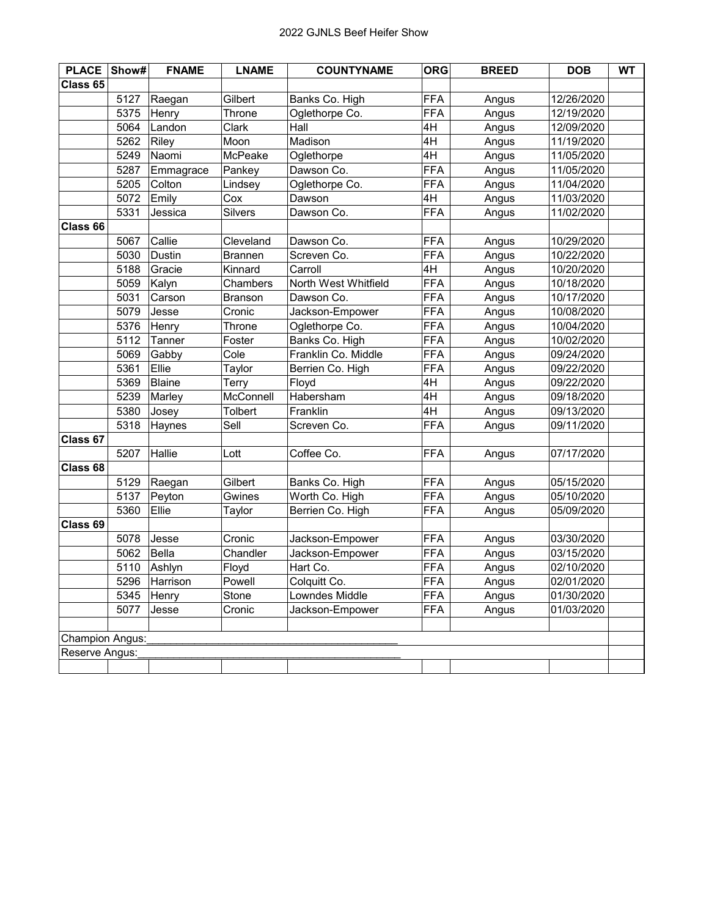# 2022 GJNLS Beef Heifer Show

| PLACE | Show# | FNAME | LNAME | COUNTYNAME | ORG | BREED | DOB | WT |
|---|---|---|---|---|---|---|---|---|
| **Class 65** | | | | | | | | |
| | 5127 | Raegan | Gilbert | Banks Co. High | FFA | Angus | 12/26/2020 | |
| | 5375 | Henry | Throne | Oglethorpe Co. | FFA | Angus | 12/19/2020 | |
| | 5064 | Landon | Clark | Hall | 4H | Angus | 12/09/2020 | |
| | 5262 | Riley | Moon | Madison | 4H | Angus | 11/19/2020 | |
| | 5249 | Naomi | McPeake | Oglethorpe | 4H | Angus | 11/05/2020 | |
| | 5287 | Emmagrace | Pankey | Dawson Co. | FFA | Angus | 11/05/2020 | |
| | 5205 | Colton | Lindsey | Oglethorpe Co. | FFA | Angus | 11/04/2020 | |
| | 5072 | Emily | Cox | Dawson | 4H | Angus | 11/03/2020 | |
| | 5331 | Jessica | Silvers | Dawson Co. | FFA | Angus | 11/02/2020 | |
| **Class 66** | | | | | | | | |
| | 5067 | Callie | Cleveland | Dawson Co. | FFA | Angus | 10/29/2020 | |
| | 5030 | Dustin | Brannen | Screven Co. | FFA | Angus | 10/22/2020 | |
| | 5188 | Gracie | Kinnard | Carroll | 4H | Angus | 10/20/2020 | |
| | 5059 | Kalyn | Chambers | North West Whitfield | FFA | Angus | 10/18/2020 | |
| | 5031 | Carson | Branson | Dawson Co. | FFA | Angus | 10/17/2020 | |
| | 5079 | Jesse | Cronic | Jackson-Empower | FFA | Angus | 10/08/2020 | |
| | 5376 | Henry | Throne | Oglethorpe Co. | FFA | Angus | 10/04/2020 | |
| | 5112 | Tanner | Foster | Banks Co. High | FFA | Angus | 10/02/2020 | |
| | 5069 | Gabby | Cole | Franklin Co. Middle | FFA | Angus | 09/24/2020 | |
| | 5361 | Ellie | Taylor | Berrien Co. High | FFA | Angus | 09/22/2020 | |
| | 5369 | Blaine | Terry | Floyd | 4H | Angus | 09/22/2020 | |
| | 5239 | Marley | McConnell | Habersham | 4H | Angus | 09/18/2020 | |
| | 5380 | Josey | Tolbert | Franklin | 4H | Angus | 09/13/2020 | |
| | 5318 | Haynes | Sell | Screven Co. | FFA | Angus | 09/11/2020 | |
| **Class 67** | | | | | | | | |
| | 5207 | Hallie | Lott | Coffee Co. | FFA | Angus | 07/17/2020 | |
| **Class 68** | | | | | | | | |
| | 5129 | Raegan | Gilbert | Banks Co. High | FFA | Angus | 05/15/2020 | |
| | 5137 | Peyton | Gwines | Worth Co. High | FFA | Angus | 05/10/2020 | |
| | 5360 | Ellie | Taylor | Berrien Co. High | FFA | Angus | 05/09/2020 | |
| **Class 69** | | | | | | | | |
| | 5078 | Jesse | Cronic | Jackson-Empower | FFA | Angus | 03/30/2020 | |
| | 5062 | Bella | Chandler | Jackson-Empower | FFA | Angus | 03/15/2020 | |
| | 5110 | Ashlyn | Floyd | Hart Co. | FFA | Angus | 02/10/2020 | |
| | 5296 | Harrison | Powell | Colquitt Co. | FFA | Angus | 02/01/2020 | |
| | 5345 | Henry | Stone | Lowndes Middle | FFA | Angus | 01/30/2020 | |
| | 5077 | Jesse | Cronic | Jackson-Empower | FFA | Angus | 01/03/2020 | |
| | | | | | | | | |
| Champion Angus:__________________ | | | | | | | | |
| Reserve Angus:__________________ | | | | | | | | |
| | | | | | | | | |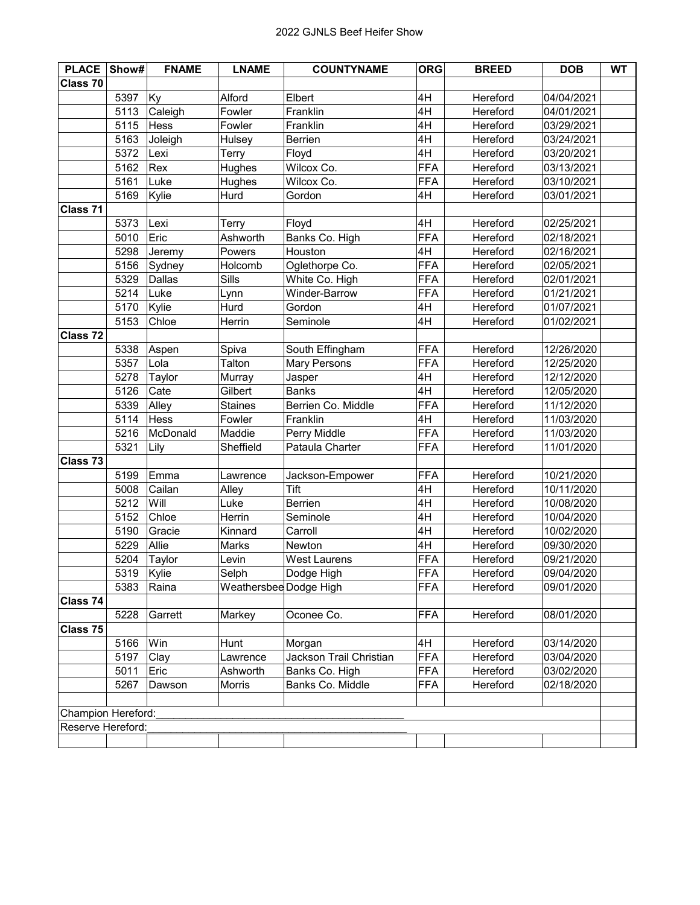2022 GJNLS Beef Heifer Show

| PLACE | Show# | FNAME | LNAME | COUNTYNAME | ORG | BREED | DOB | WT |
|---|---|---|---|---|---|---|---|---|
| Class 70 | | | | | | | | |
| | 5397 | Ky | Alford | Elbert | 4H | Hereford | 04/04/2021 | |
| | 5113 | Caleigh | Fowler | Franklin | 4H | Hereford | 04/01/2021 | |
| | 5115 | Hess | Fowler | Franklin | 4H | Hereford | 03/29/2021 | |
| | 5163 | Joleigh | Hulsey | Berrien | 4H | Hereford | 03/24/2021 | |
| | 5372 | Lexi | Terry | Floyd | 4H | Hereford | 03/20/2021 | |
| | 5162 | Rex | Hughes | Wilcox Co. | FFA | Hereford | 03/13/2021 | |
| | 5161 | Luke | Hughes | Wilcox Co. | FFA | Hereford | 03/10/2021 | |
| | 5169 | Kylie | Hurd | Gordon | 4H | Hereford | 03/01/2021 | |
| Class 71 | | | | | | | | |
| | 5373 | Lexi | Terry | Floyd | 4H | Hereford | 02/25/2021 | |
| | 5010 | Eric | Ashworth | Banks Co. High | FFA | Hereford | 02/18/2021 | |
| | 5298 | Jeremy | Powers | Houston | 4H | Hereford | 02/16/2021 | |
| | 5156 | Sydney | Holcomb | Oglethorpe Co. | FFA | Hereford | 02/05/2021 | |
| | 5329 | Dallas | Sills | White Co. High | FFA | Hereford | 02/01/2021 | |
| | 5214 | Luke | Lynn | Winder-Barrow | FFA | Hereford | 01/21/2021 | |
| | 5170 | Kylie | Hurd | Gordon | 4H | Hereford | 01/07/2021 | |
| | 5153 | Chloe | Herrin | Seminole | 4H | Hereford | 01/02/2021 | |
| Class 72 | | | | | | | | |
| | 5338 | Aspen | Spiva | South Effingham | FFA | Hereford | 12/26/2020 | |
| | 5357 | Lola | Talton | Mary Persons | FFA | Hereford | 12/25/2020 | |
| | 5278 | Taylor | Murray | Jasper | 4H | Hereford | 12/12/2020 | |
| | 5126 | Cate | Gilbert | Banks | 4H | Hereford | 12/05/2020 | |
| | 5339 | Alley | Staines | Berrien Co. Middle | FFA | Hereford | 11/12/2020 | |
| | 5114 | Hess | Fowler | Franklin | 4H | Hereford | 11/03/2020 | |
| | 5216 | McDonald | Maddie | Perry Middle | FFA | Hereford | 11/03/2020 | |
| | 5321 | Lily | Sheffield | Pataula Charter | FFA | Hereford | 11/01/2020 | |
| Class 73 | | | | | | | | |
| | 5199 | Emma | Lawrence | Jackson-Empower | FFA | Hereford | 10/21/2020 | |
| | 5008 | Cailan | Alley | Tift | 4H | Hereford | 10/11/2020 | |
| | 5212 | Will | Luke | Berrien | 4H | Hereford | 10/08/2020 | |
| | 5152 | Chloe | Herrin | Seminole | 4H | Hereford | 10/04/2020 | |
| | 5190 | Gracie | Kinnard | Carroll | 4H | Hereford | 10/02/2020 | |
| | 5229 | Allie | Marks | Newton | 4H | Hereford | 09/30/2020 | |
| | 5204 | Taylor | Levin | West Laurens | FFA | Hereford | 09/21/2020 | |
| | 5319 | Kylie | Selph | Dodge High | FFA | Hereford | 09/04/2020 | |
| | 5383 | Raina | Weathersbee | Dodge High | FFA | Hereford | 09/01/2020 | |
| Class 74 | | | | | | | | |
| | 5228 | Garrett | Markey | Oconee Co. | FFA | Hereford | 08/01/2020 | |
| Class 75 | | | | | | | | |
| | 5166 | Win | Hunt | Morgan | 4H | Hereford | 03/14/2020 | |
| | 5197 | Clay | Lawrence | Jackson Trail Christian | FFA | Hereford | 03/04/2020 | |
| | 5011 | Eric | Ashworth | Banks Co. High | FFA | Hereford | 03/02/2020 | |
| | 5267 | Dawson | Morris | Banks Co. Middle | FFA | Hereford | 02/18/2020 | |

Champion Hereford:___________________________________________

Reserve Hereford:____________________________________________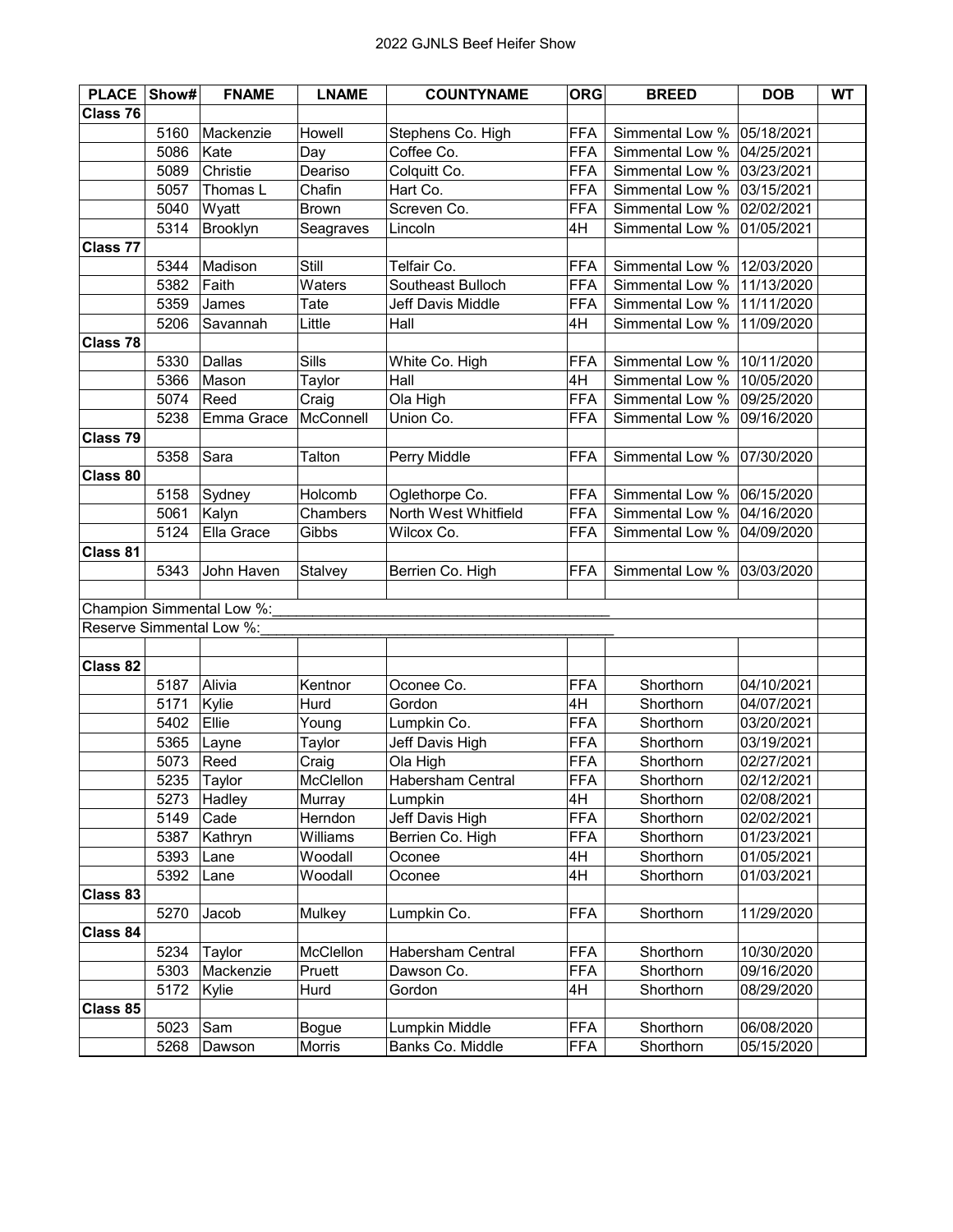2022 GJNLS Beef Heifer Show

| PLACE | Show# | FNAME | LNAME | COUNTYNAME | ORG | BREED | DOB | WT |
|---|---|---|---|---|---|---|---|---|
| Class 76 | | | | | | | | |
| | 5160 | Mackenzie | Howell | Stephens Co. High | FFA | Simmental Low % | 05/18/2021 | |
| | 5086 | Kate | Day | Coffee Co. | FFA | Simmental Low % | 04/25/2021 | |
| | 5089 | Christie | Deariso | Colquitt Co. | FFA | Simmental Low % | 03/23/2021 | |
| | 5057 | Thomas L | Chafin | Hart Co. | FFA | Simmental Low % | 03/15/2021 | |
| | 5040 | Wyatt | Brown | Screven Co. | FFA | Simmental Low % | 02/02/2021 | |
| | 5314 | Brooklyn | Seagraves | Lincoln | 4H | Simmental Low % | 01/05/2021 | |
| Class 77 | | | | | | | | |
| | 5344 | Madison | Still | Telfair Co. | FFA | Simmental Low % | 12/03/2020 | |
| | 5382 | Faith | Waters | Southeast Bulloch | FFA | Simmental Low % | 11/13/2020 | |
| | 5359 | James | Tate | Jeff Davis Middle | FFA | Simmental Low % | 11/11/2020 | |
| | 5206 | Savannah | Little | Hall | 4H | Simmental Low % | 11/09/2020 | |
| Class 78 | | | | | | | | |
| | 5330 | Dallas | Sills | White Co. High | FFA | Simmental Low % | 10/11/2020 | |
| | 5366 | Mason | Taylor | Hall | 4H | Simmental Low % | 10/05/2020 | |
| | 5074 | Reed | Craig | Ola High | FFA | Simmental Low % | 09/25/2020 | |
| | 5238 | Emma Grace | McConnell | Union Co. | FFA | Simmental Low % | 09/16/2020 | |
| Class 79 | | | | | | | | |
| | 5358 | Sara | Talton | Perry Middle | FFA | Simmental Low % | 07/30/2020 | |
| Class 80 | | | | | | | | |
| | 5158 | Sydney | Holcomb | Oglethorpe Co. | FFA | Simmental Low % | 06/15/2020 | |
| | 5061 | Kalyn | Chambers | North West Whitfield | FFA | Simmental Low % | 04/16/2020 | |
| | 5124 | Ella Grace | Gibbs | Wilcox Co. | FFA | Simmental Low % | 04/09/2020 | |
| Class 81 | | | | | | | | |
| | 5343 | John Haven | Stalvey | Berrien Co. High | FFA | Simmental Low % | 03/03/2020 | |
| | | | | | | | | |
| Champion Simmental Low %:_______________ | | | | | | | | |
| Reserve Simmental Low %:_______________ | | | | | | | | |
| | | | | | | | | |
| Class 82 | | | | | | | | |
| | 5187 | Alivia | Kentnor | Oconee Co. | FFA | Shorthorn | 04/10/2021 | |
| | 5171 | Kylie | Hurd | Gordon | 4H | Shorthorn | 04/07/2021 | |
| | 5402 | Ellie | Young | Lumpkin Co. | FFA | Shorthorn | 03/20/2021 | |
| | 5365 | Layne | Taylor | Jeff Davis High | FFA | Shorthorn | 03/19/2021 | |
| | 5073 | Reed | Craig | Ola High | FFA | Shorthorn | 02/27/2021 | |
| | 5235 | Taylor | McClellon | Habersham Central | FFA | Shorthorn | 02/12/2021 | |
| | 5273 | Hadley | Murray | Lumpkin | 4H | Shorthorn | 02/08/2021 | |
| | 5149 | Cade | Herndon | Jeff Davis High | FFA | Shorthorn | 02/02/2021 | |
| | 5387 | Kathryn | Williams | Berrien Co. High | FFA | Shorthorn | 01/23/2021 | |
| | 5393 | Lane | Woodall | Oconee | 4H | Shorthorn | 01/05/2021 | |
| | 5392 | Lane | Woodall | Oconee | 4H | Shorthorn | 01/03/2021 | |
| Class 83 | | | | | | | | |
| | 5270 | Jacob | Mulkey | Lumpkin Co. | FFA | Shorthorn | 11/29/2020 | |
| Class 84 | | | | | | | | |
| | 5234 | Taylor | McClellon | Habersham Central | FFA | Shorthorn | 10/30/2020 | |
| | 5303 | Mackenzie | Pruett | Dawson Co. | FFA | Shorthorn | 09/16/2020 | |
| | 5172 | Kylie | Hurd | Gordon | 4H | Shorthorn | 08/29/2020 | |
| Class 85 | | | | | | | | |
| | 5023 | Sam | Bogue | Lumpkin Middle | FFA | Shorthorn | 06/08/2020 | |
| | 5268 | Dawson | Morris | Banks Co. Middle | FFA | Shorthorn | 05/15/2020 | |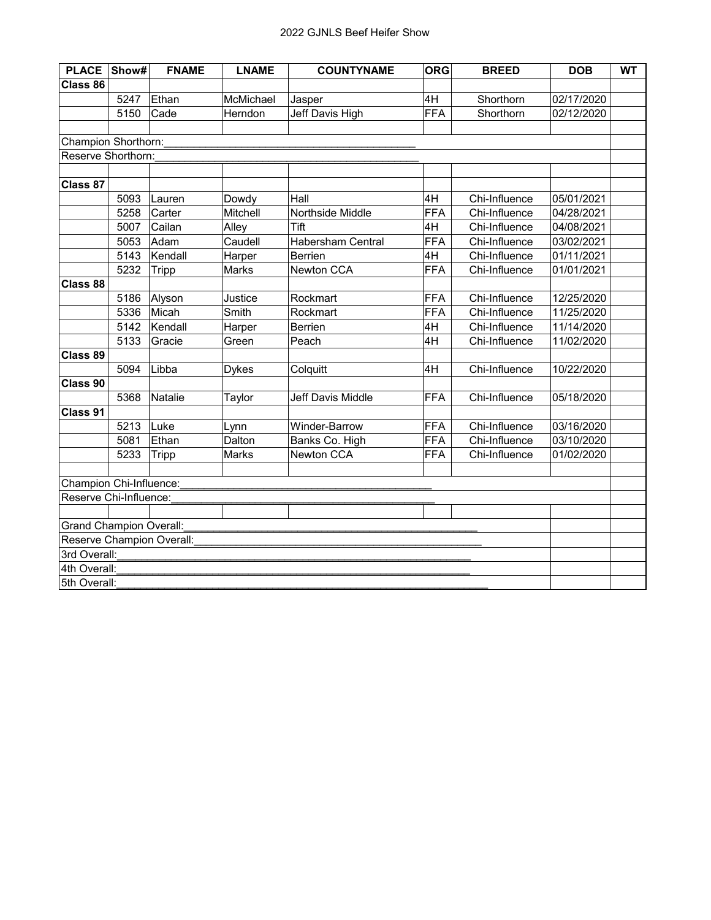2022 GJNLS Beef Heifer Show

| PLACE | Show# | FNAME | LNAME | COUNTYNAME | ORG | BREED | DOB | WT |
|---|---|---|---|---|---|---|---|---|
| **Class 86** | | | | | | | | |
| | 5247 | Ethan | McMichael | Jasper | 4H | Shorthorn | 02/17/2020 | |
| | 5150 | Cade | Herndon | Jeff Davis High | FFA | Shorthorn | 02/12/2020 | |
| | | | | | | | | |
| Champion Shorthorn:___________________________________________ | | | | | | | | |
| Reserve Shorthorn:____________________________________________ | | | | | | | | |
| | | | | | | | | |
| **Class 87** | | | | | | | | |
| | 5093 | Lauren | Dowdy | Hall | 4H | Chi-Influence | 05/01/2021 | |
| | 5258 | Carter | Mitchell | Northside Middle | FFA | Chi-Influence | 04/28/2021 | |
| | 5007 | Cailan | Alley | Tift | 4H | Chi-Influence | 04/08/2021 | |
| | 5053 | Adam | Caudell | Habersham Central | FFA | Chi-Influence | 03/02/2021 | |
| | 5143 | Kendall | Harper | Berrien | 4H | Chi-Influence | 01/11/2021 | |
| | 5232 | Tripp | Marks | Newton CCA | FFA | Chi-Influence | 01/01/2021 | |
| **Class 88** | | | | | | | | |
| | 5186 | Alyson | Justice | Rockmart | FFA | Chi-Influence | 12/25/2020 | |
| | 5336 | Micah | Smith | Rockmart | FFA | Chi-Influence | 11/25/2020 | |
| | 5142 | Kendall | Harper | Berrien | 4H | Chi-Influence | 11/14/2020 | |
| | 5133 | Gracie | Green | Peach | 4H | Chi-Influence | 11/02/2020 | |
| **Class 89** | | | | | | | | |
| | 5094 | Libba | Dykes | Colquitt | 4H | Chi-Influence | 10/22/2020 | |
| **Class 90** | | | | | | | | |
| | 5368 | Natalie | Taylor | Jeff Davis Middle | FFA | Chi-Influence | 05/18/2020 | |
| **Class 91** | | | | | | | | |
| | 5213 | Luke | Lynn | Winder-Barrow | FFA | Chi-Influence | 03/16/2020 | |
| | 5081 | Ethan | Dalton | Banks Co. High | FFA | Chi-Influence | 03/10/2020 | |
| | 5233 | Tripp | Marks | Newton CCA | FFA | Chi-Influence | 01/02/2020 | |
| | | | | | | | | |
| Champion Chi-Influence:___________________________________________ | | | | | | | | |
| Reserve Chi-Influence:____________________________________________ | | | | | | | | |
| | | | | | | | | |
| Grand Champion Overall:__________________________________________________ | | | | | | | | |
| Reserve Champion Overall:_________________________________________________ | | | | | | | | |
| 3rd Overall:______________________________________________________________ | | | | | | | | |
| 4th Overall:______________________________________________________________ | | | | | | | | |
| 5th Overall:_________________________________________________________________ | | | | | | | | |